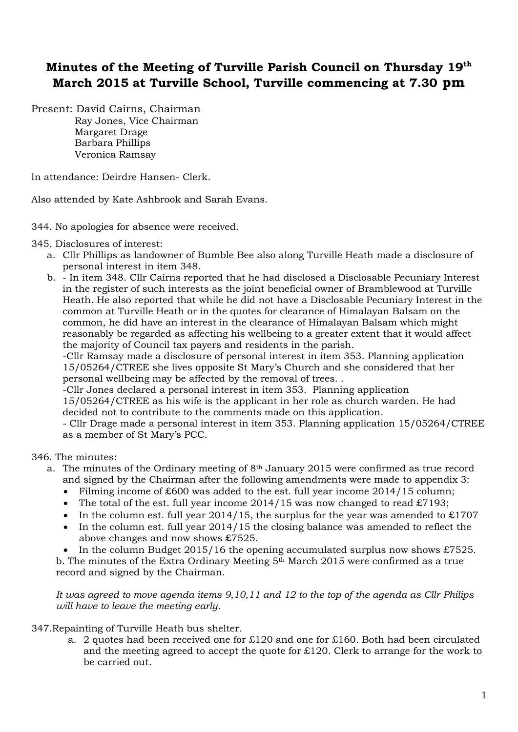# Minutes of the Meeting of Turville Parish Council on Thursday 19th March 2015 at Turville School, Turville commencing at 7.30 pm

Present: David Cairns, Chairman
Ray Jones, Vice Chairman
Margaret Drage
Barbara Phillips
Veronica Ramsay

In attendance: Deirdre Hansen- Clerk.

Also attended by Kate Ashbrook and Sarah Evans.

344. No apologies for absence were received.

345. Disclosures of interest:

a. Cllr Phillips as landowner of Bumble Bee also along Turville Heath made a disclosure of personal interest in item 348.

b. - In item 348. Cllr Cairns reported that he had disclosed a Disclosable Pecuniary Interest in the register of such interests as the joint beneficial owner of Bramblewood at Turville Heath. He also reported that while he did not have a Disclosable Pecuniary Interest in the common at Turville Heath or in the quotes for clearance of Himalayan Balsam on the common, he did have an interest in the clearance of Himalayan Balsam which might reasonably be regarded as affecting his wellbeing to a greater extent that it would affect the majority of Council tax payers and residents in the parish.
-Cllr Ramsay made a disclosure of personal interest in item 353. Planning application 15/05264/CTREE she lives opposite St Mary's Church and she considered that her personal wellbeing may be affected by the removal of trees. .
-Cllr Jones declared a personal interest in item 353. Planning application 15/05264/CTREE as his wife is the applicant in her role as church warden. He had decided not to contribute to the comments made on this application.
- Cllr Drage made a personal interest in item 353. Planning application 15/05264/CTREE as a member of St Mary's PCC.

346. The minutes:

a. The minutes of the Ordinary meeting of 8th January 2015 were confirmed as true record and signed by the Chairman after the following amendments were made to appendix 3:
   - Filming income of £600 was added to the est. full year income 2014/15 column;
   - The total of the est. full year income 2014/15 was now changed to read £7193;
   - In the column est. full year 2014/15, the surplus for the year was amended to £1707
   - In the column est. full year 2014/15 the closing balance was amended to reflect the above changes and now shows £7525.
   - In the column Budget 2015/16 the opening accumulated surplus now shows £7525.

b. The minutes of the Extra Ordinary Meeting 5th March 2015 were confirmed as a true record and signed by the Chairman.

*It was agreed to move agenda items 9,10,11 and 12 to the top of the agenda as Cllr Philips will have to leave the meeting early.*

347.Repainting of Turville Heath bus shelter.

a. 2 quotes had been received one for £120 and one for £160. Both had been circulated and the meeting agreed to accept the quote for £120. Clerk to arrange for the work to be carried out.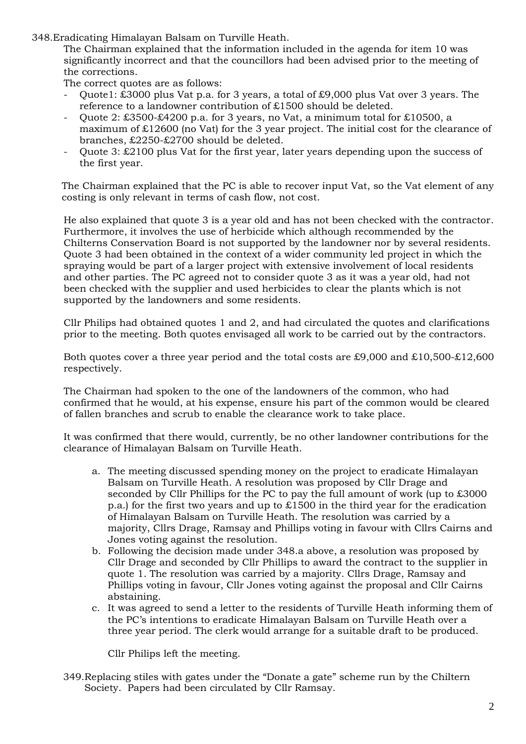348. Eradicating Himalayan Balsam on Turville Heath.

The Chairman explained that the information included in the agenda for item 10 was significantly incorrect and that the councillors had been advised prior to the meeting of the corrections.

The correct quotes are as follows:

- Quote1: £3000 plus Vat p.a. for 3 years, a total of £9,000 plus Vat over 3 years. The reference to a landowner contribution of £1500 should be deleted.
- Quote 2: £3500-£4200 p.a. for 3 years, no Vat, a minimum total for £10500, a maximum of £12600 (no Vat) for the 3 year project. The initial cost for the clearance of branches, £2250-£2700 should be deleted.
- Quote 3: £2100 plus Vat for the first year, later years depending upon the success of the first year.

The Chairman explained that the PC is able to recover input Vat, so the Vat element of any costing is only relevant in terms of cash flow, not cost.

He also explained that quote 3 is a year old and has not been checked with the contractor. Furthermore, it involves the use of herbicide which although recommended by the Chilterns Conservation Board is not supported by the landowner nor by several residents. Quote 3 had been obtained in the context of a wider community led project in which the spraying would be part of a larger project with extensive involvement of local residents and other parties. The PC agreed not to consider quote 3 as it was a year old, had not been checked with the supplier and used herbicides to clear the plants which is not supported by the landowners and some residents.

Cllr Philips had obtained quotes 1 and 2, and had circulated the quotes and clarifications prior to the meeting. Both quotes envisaged all work to be carried out by the contractors.

Both quotes cover a three year period and the total costs are £9,000 and £10,500-£12,600 respectively.

The Chairman had spoken to the one of the landowners of the common, who had confirmed that he would, at his expense, ensure his part of the common would be cleared of fallen branches and scrub to enable the clearance work to take place.

It was confirmed that there would, currently, be no other landowner contributions for the clearance of Himalayan Balsam on Turville Heath.

a. The meeting discussed spending money on the project to eradicate Himalayan Balsam on Turville Heath. A resolution was proposed by Cllr Drage and seconded by Cllr Phillips for the PC to pay the full amount of work (up to £3000 p.a.) for the first two years and up to £1500 in the third year for the eradication of Himalayan Balsam on Turville Heath. The resolution was carried by a majority, Cllrs Drage, Ramsay and Phillips voting in favour with Cllrs Cairns and Jones voting against the resolution.
b. Following the decision made under 348.a above, a resolution was proposed by Cllr Drage and seconded by Cllr Phillips to award the contract to the supplier in quote 1. The resolution was carried by a majority. Cllrs Drage, Ramsay and Phillips voting in favour, Cllr Jones voting against the proposal and Cllr Cairns abstaining.
c. It was agreed to send a letter to the residents of Turville Heath informing them of the PC's intentions to eradicate Himalayan Balsam on Turville Heath over a three year period. The clerk would arrange for a suitable draft to be produced.

Cllr Philips left the meeting.

349. Replacing stiles with gates under the "Donate a gate" scheme run by the Chiltern Society. Papers had been circulated by Cllr Ramsay.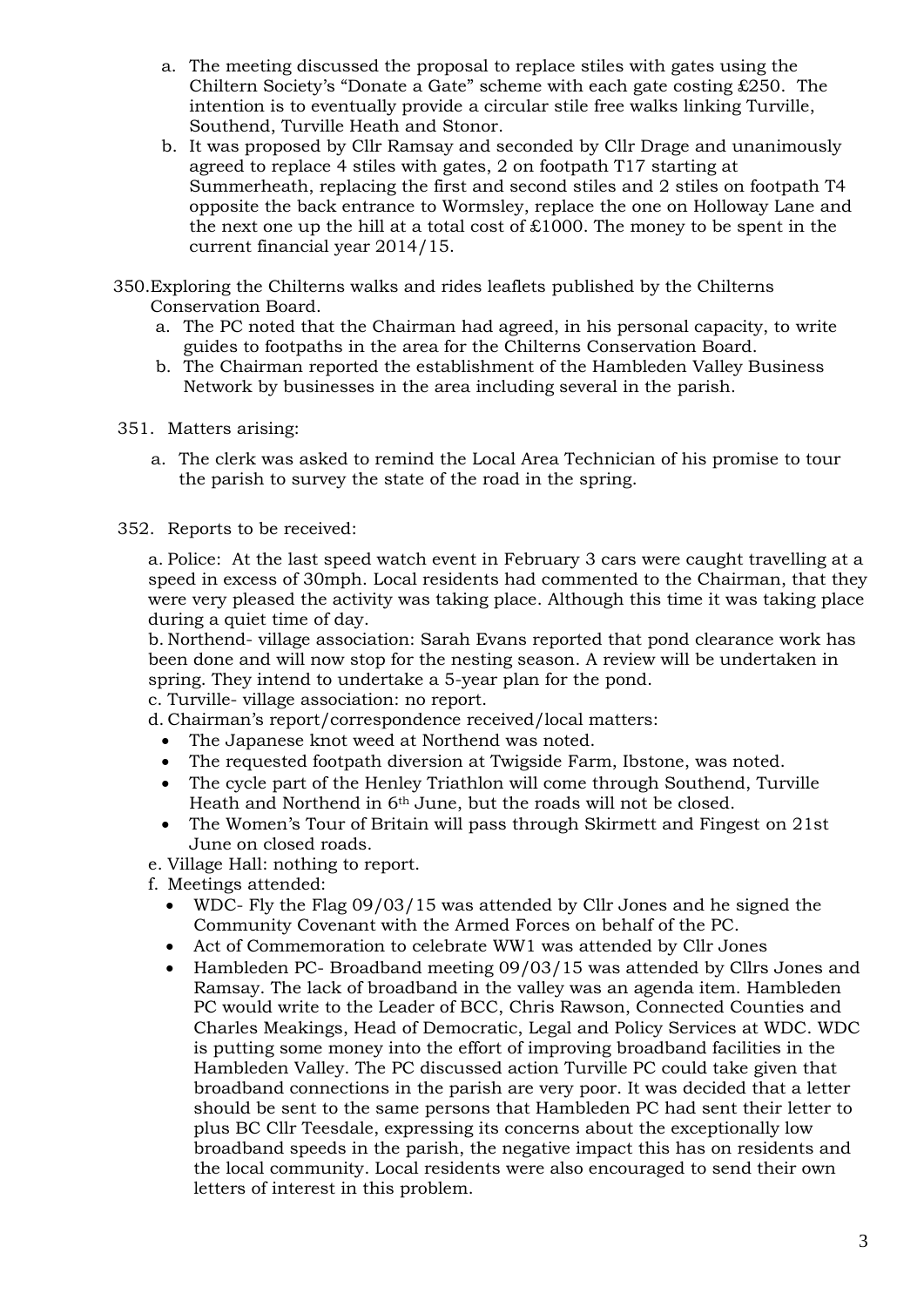a. The meeting discussed the proposal to replace stiles with gates using the Chiltern Society's "Donate a Gate" scheme with each gate costing £250. The intention is to eventually provide a circular stile free walks linking Turville, Southend, Turville Heath and Stonor.

b. It was proposed by Cllr Ramsay and seconded by Cllr Drage and unanimously agreed to replace 4 stiles with gates, 2 on footpath T17 starting at Summerheath, replacing the first and second stiles and 2 stiles on footpath T4 opposite the back entrance to Wormsley, replace the one on Holloway Lane and the next one up the hill at a total cost of £1000. The money to be spent in the current financial year 2014/15.

350. Exploring the Chilterns walks and rides leaflets published by the Chilterns Conservation Board.

a. The PC noted that the Chairman had agreed, in his personal capacity, to write guides to footpaths in the area for the Chilterns Conservation Board.

b. The Chairman reported the establishment of the Hambleden Valley Business Network by businesses in the area including several in the parish.

351. Matters arising:

a. The clerk was asked to remind the Local Area Technician of his promise to tour the parish to survey the state of the road in the spring.

352. Reports to be received:

a. Police: At the last speed watch event in February 3 cars were caught travelling at a speed in excess of 30mph. Local residents had commented to the Chairman, that they were very pleased the activity was taking place. Although this time it was taking place during a quiet time of day.

b. Northend- village association: Sarah Evans reported that pond clearance work has been done and will now stop for the nesting season. A review will be undertaken in spring. They intend to undertake a 5-year plan for the pond.

c. Turville- village association: no report.

d. Chairman's report/correspondence received/local matters:

- The Japanese knot weed at Northend was noted.
- The requested footpath diversion at Twigside Farm, Ibstone, was noted.
- The cycle part of the Henley Triathlon will come through Southend, Turville Heath and Northend in 6th June, but the roads will not be closed.
- The Women's Tour of Britain will pass through Skirmett and Fingest on 21st June on closed roads.

e. Village Hall: nothing to report.

f. Meetings attended:

- WDC- Fly the Flag 09/03/15 was attended by Cllr Jones and he signed the Community Covenant with the Armed Forces on behalf of the PC.
- Act of Commemoration to celebrate WW1 was attended by Cllr Jones
- Hambleden PC- Broadband meeting 09/03/15 was attended by Cllrs Jones and Ramsay. The lack of broadband in the valley was an agenda item. Hambleden PC would write to the Leader of BCC, Chris Rawson, Connected Counties and Charles Meakings, Head of Democratic, Legal and Policy Services at WDC. WDC is putting some money into the effort of improving broadband facilities in the Hambleden Valley. The PC discussed action Turville PC could take given that broadband connections in the parish are very poor. It was decided that a letter should be sent to the same persons that Hambleden PC had sent their letter to plus BC Cllr Teesdale, expressing its concerns about the exceptionally low broadband speeds in the parish, the negative impact this has on residents and the local community. Local residents were also encouraged to send their own letters of interest in this problem.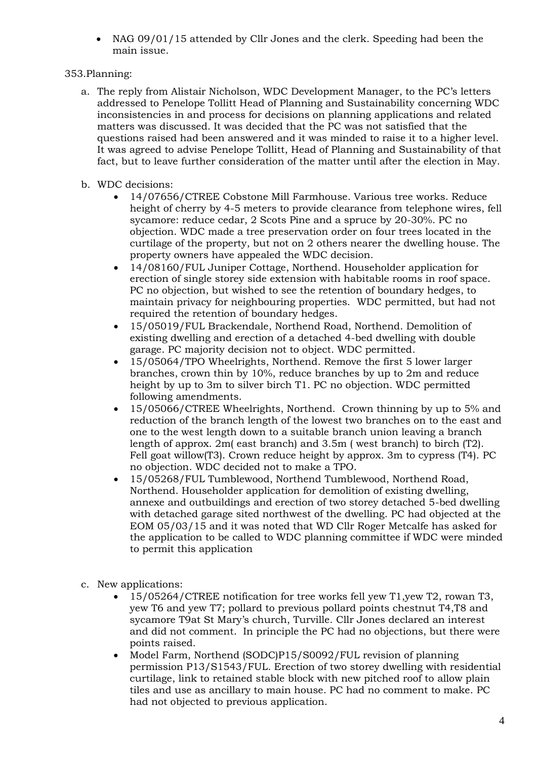- NAG 09/01/15 attended by Cllr Jones and the clerk. Speeding had been the main issue.

353.Planning:

a. The reply from Alistair Nicholson, WDC Development Manager, to the PC's letters addressed to Penelope Tollitt Head of Planning and Sustainability concerning WDC inconsistencies in and process for decisions on planning applications and related matters was discussed. It was decided that the PC was not satisfied that the questions raised had been answered and it was minded to raise it to a higher level. It was agreed to advise Penelope Tollitt, Head of Planning and Sustainability of that fact, but to leave further consideration of the matter until after the election in May.

b. WDC decisions:
   - 14/07656/CTREE Cobstone Mill Farmhouse. Various tree works. Reduce height of cherry by 4-5 meters to provide clearance from telephone wires, fell sycamore: reduce cedar, 2 Scots Pine and a spruce by 20-30%. PC no objection. WDC made a tree preservation order on four trees located in the curtilage of the property, but not on 2 others nearer the dwelling house. The property owners have appealed the WDC decision.
   - 14/08160/FUL Juniper Cottage, Northend. Householder application for erection of single storey side extension with habitable rooms in roof space. PC no objection, but wished to see the retention of boundary hedges, to maintain privacy for neighbouring properties. WDC permitted, but had not required the retention of boundary hedges.
   - 15/05019/FUL Brackendale, Northend Road, Northend. Demolition of existing dwelling and erection of a detached 4-bed dwelling with double garage. PC majority decision not to object. WDC permitted.
   - 15/05064/TPO Wheelrights, Northend. Remove the first 5 lower larger branches, crown thin by 10%, reduce branches by up to 2m and reduce height by up to 3m to silver birch T1. PC no objection. WDC permitted following amendments.
   - 15/05066/CTREE Wheelrights, Northend. Crown thinning by up to 5% and reduction of the branch length of the lowest two branches on to the east and one to the west length down to a suitable branch union leaving a branch length of approx. 2m( east branch) and 3.5m ( west branch) to birch (T2). Fell goat willow(T3). Crown reduce height by approx. 3m to cypress (T4). PC no objection. WDC decided not to make a TPO.
   - 15/05268/FUL Tumblewood, Northend Tumblewood, Northend Road, Northend. Householder application for demolition of existing dwelling, annexe and outbuildings and erection of two storey detached 5-bed dwelling with detached garage sited northwest of the dwelling. PC had objected at the EOM 05/03/15 and it was noted that WD Cllr Roger Metcalfe has asked for the application to be called to WDC planning committee if WDC were minded to permit this application

c. New applications:
   - 15/05264/CTREE notification for tree works fell yew T1,yew T2, rowan T3, yew T6 and yew T7; pollard to previous pollard points chestnut T4,T8 and sycamore T9at St Mary's church, Turville. Cllr Jones declared an interest and did not comment. In principle the PC had no objections, but there were points raised.
   - Model Farm, Northend (SODC)P15/S0092/FUL revision of planning permission P13/S1543/FUL. Erection of two storey dwelling with residential curtilage, link to retained stable block with new pitched roof to allow plain tiles and use as ancillary to main house. PC had no comment to make. PC had not objected to previous application.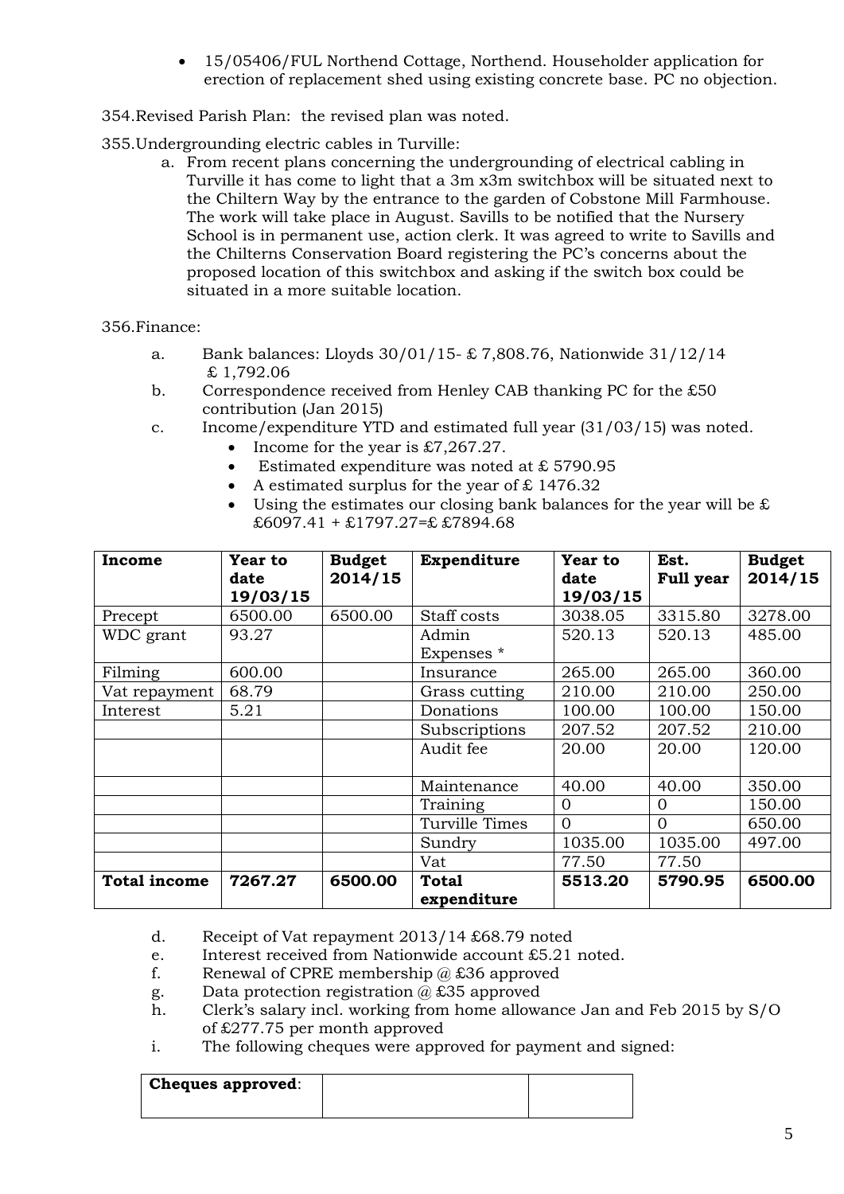- 15/05406/FUL Northend Cottage, Northend. Householder application for erection of replacement shed using existing concrete base. PC no objection.

354.Revised Parish Plan: the revised plan was noted.

355.Undergrounding electric cables in Turville:

a. From recent plans concerning the undergrounding of electrical cabling in Turville it has come to light that a 3m x3m switchbox will be situated next to the Chiltern Way by the entrance to the garden of Cobstone Mill Farmhouse. The work will take place in August. Savills to be notified that the Nursery School is in permanent use, action clerk. It was agreed to write to Savills and the Chilterns Conservation Board registering the PC's concerns about the proposed location of this switchbox and asking if the switch box could be situated in a more suitable location.

356.Finance:

a. Bank balances: Lloyds 30/01/15- £ 7,808.76, Nationwide 31/12/14 £ 1,792.06
b. Correspondence received from Henley CAB thanking PC for the £50 contribution (Jan 2015)
c. Income/expenditure YTD and estimated full year (31/03/15) was noted.
   - Income for the year is £7,267.27.
   - Estimated expenditure was noted at £ 5790.95
   - A estimated surplus for the year of £ 1476.32
   - Using the estimates our closing bank balances for the year will be £ £6097.41 + £1797.27=£ £7894.68

| **Income** | **Year to date 19/03/15** | **Budget 2014/15** | **Expenditure** | **Year to date 19/03/15** | **Est. Full year** | **Budget 2014/15** |
|---|---|---|---|---|---|---|
| Precept | 6500.00 | 6500.00 | Staff costs | 3038.05 | 3315.80 | 3278.00 |
| WDC grant | 93.27 | | Admin Expenses * | 520.13 | 520.13 | 485.00 |
| Filming | 600.00 | | Insurance | 265.00 | 265.00 | 360.00 |
| Vat repayment | 68.79 | | Grass cutting | 210.00 | 210.00 | 250.00 |
| Interest | 5.21 | | Donations | 100.00 | 100.00 | 150.00 |
| | | | Subscriptions | 207.52 | 207.52 | 210.00 |
| | | | Audit fee | 20.00 | 20.00 | 120.00 |
| | | | Maintenance | 40.00 | 40.00 | 350.00 |
| | | | Training | 0 | 0 | 150.00 |
| | | | Turville Times | 0 | 0 | 650.00 |
| | | | Sundry | 1035.00 | 1035.00 | 497.00 |
| | | | Vat | 77.50 | 77.50 | |
| **Total income** | **7267.27** | **6500.00** | **Total expenditure** | **5513.20** | **5790.95** | **6500.00** |

d. Receipt of Vat repayment 2013/14 £68.79 noted
e. Interest received from Nationwide account £5.21 noted.
f. Renewal of CPRE membership @ £36 approved
g. Data protection registration @ £35 approved
h. Clerk's salary incl. working from home allowance Jan and Feb 2015 by S/O of £277.75 per month approved
i. The following cheques were approved for payment and signed:

| **Cheques approved**: | | |
|---|---|---|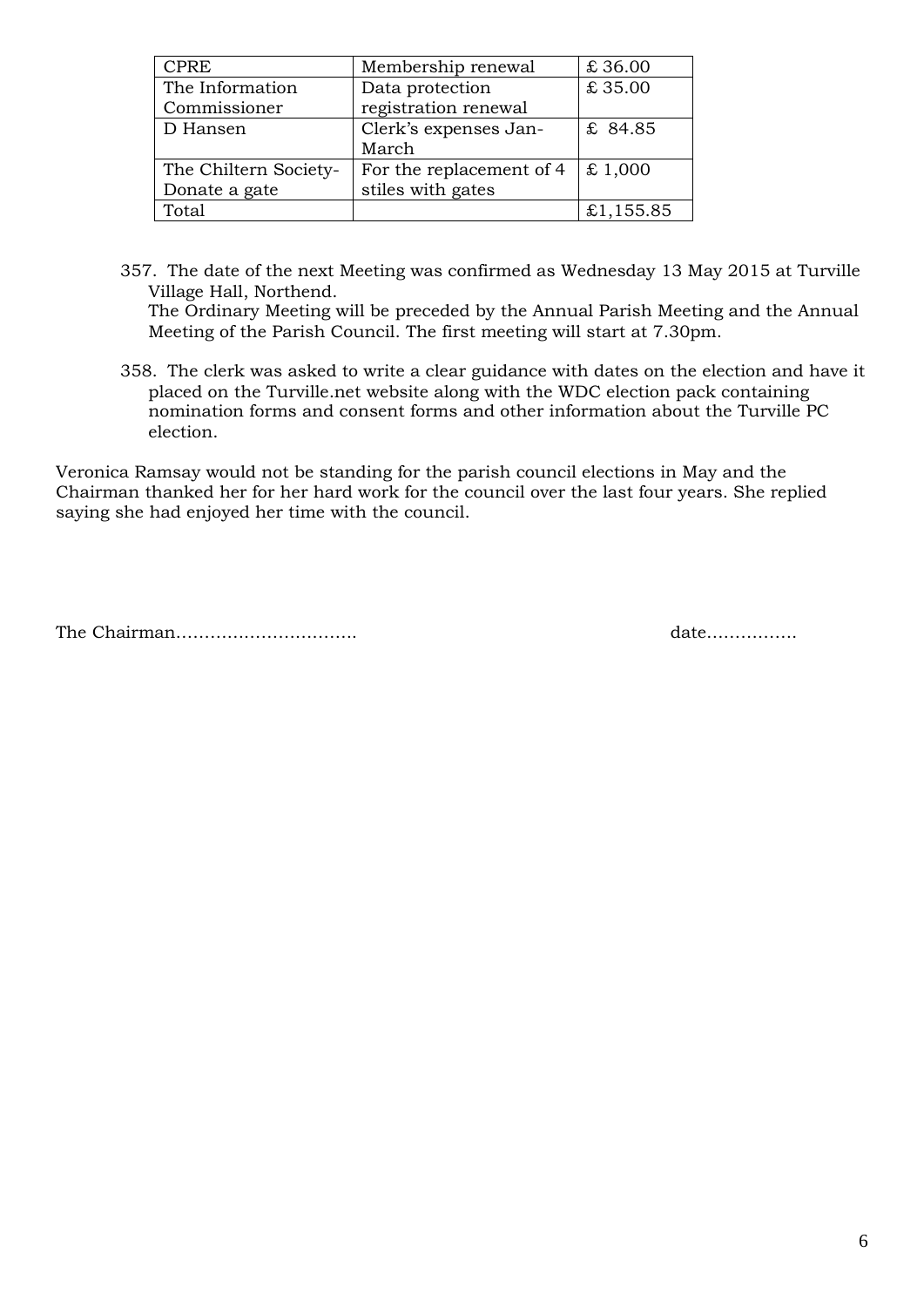| | | |
|---|---|---|
| CPRE | Membership renewal | £ 36.00 |
| The Information Commissioner | Data protection registration renewal | £ 35.00 |
| D Hansen | Clerk's expenses Jan-March | £ 84.85 |
| The Chiltern Society- Donate a gate | For the replacement of 4 stiles with gates | £ 1,000 |
| Total | | £1,155.85 |

357. The date of the next Meeting was confirmed as Wednesday 13 May 2015 at Turville Village Hall, Northend.
The Ordinary Meeting will be preceded by the Annual Parish Meeting and the Annual Meeting of the Parish Council. The first meeting will start at 7.30pm.

358. The clerk was asked to write a clear guidance with dates on the election and have it placed on the Turville.net website along with the WDC election pack containing nomination forms and consent forms and other information about the Turville PC election.

Veronica Ramsay would not be standing for the parish council elections in May and the Chairman thanked her for her hard work for the council over the last four years. She replied saying she had enjoyed her time with the council.

The Chairman………………………….. date…………….